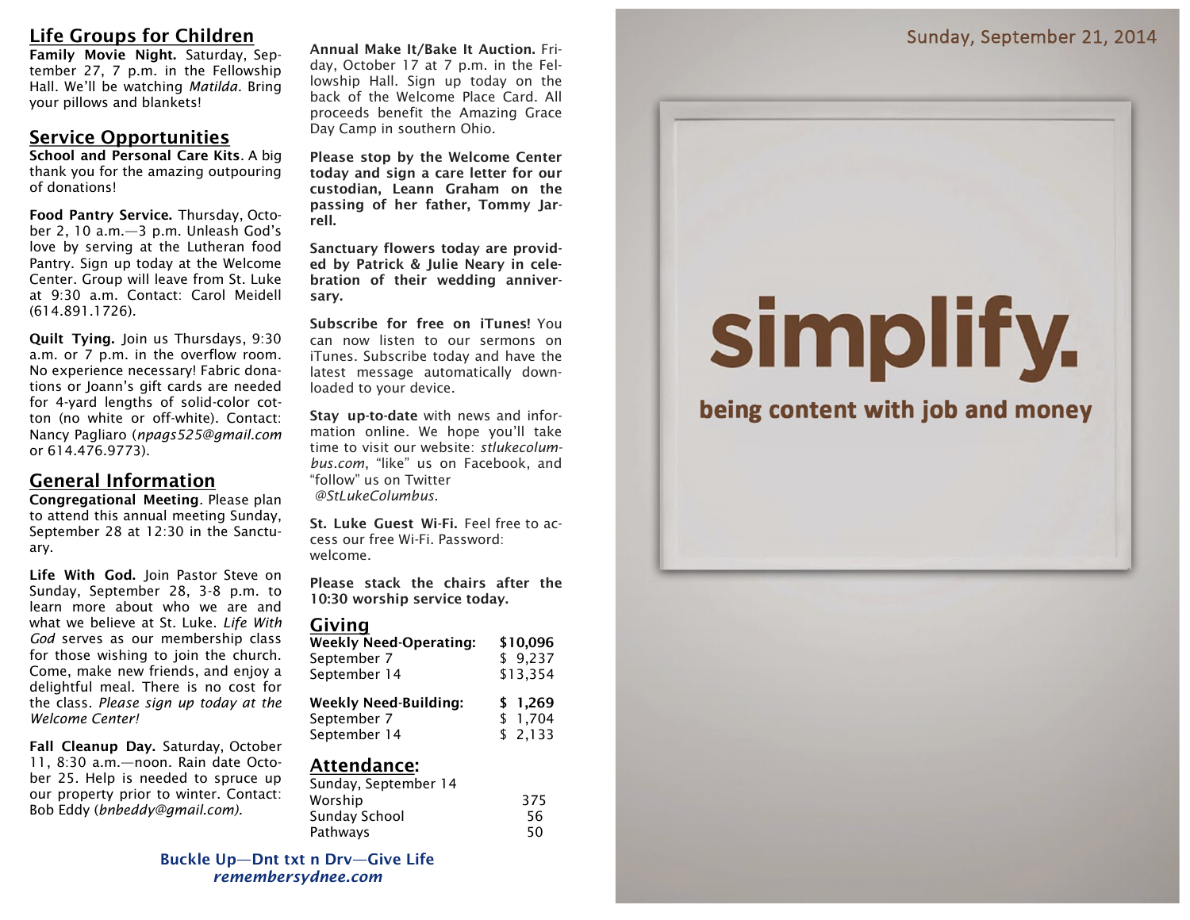## Life Groups for Children

**Family Movie Night.** Saturday, September 27, 7 p.m. in the Fellowship Hall. We'll be watching *Matilda*. Bring your pillows and blankets!

## Service Opportunities

**School and Personal Care Kits**. A big thank you for the amazing outpouring of donations!

**Food Pantry Service.** Thursday, October 2, 10 a.m.—3 p.m. Unleash God's love by serving at the Lutheran food Pantry. Sign up today at the Welcome Center. Group will leave from St. Luke at 9:30 a.m. Contact: Carol Meidell (614.891.1726).

**Quilt Tying.** Join us Thursdays, 9:30 a.m. or 7 p.m. in the overflow room. No experience necessary! Fabric donations or Joann's gift cards are needed for 4-yard lengths of solid-color cotton (no white or off-white). Contact: Nancy Pagliaro (*npags525@gmail.com* or 614.476.9773).

## General Information

**Congregational Meeting**. Please plan to attend this annual meeting Sunday, September 28 at 12:30 in the Sanctuary.

**Life With God.** Join Pastor Steve on Sunday, September 28, 3-8 p.m. to learn more about who we are and what we believe at St. Luke. *Life With God* serves as our membership class for those wishing to join the church. Come, make new friends, and enjoy a delightful meal. There is no cost for the class. *Please sign up today at the Welcome Center!*

**Fall Cleanup Day.** Saturday, October 11, 8:30 a.m.—noon. Rain date October 25. Help is needed to spruce up our property prior to winter. Contact: Bob Eddy (*bnbeddy@gmail.com*).

**Annual Make It/Bake It Auction.** Friday, October 17 at 7 p.m. in the Fellowship Hall. Sign up today on the back of the Welcome Place Card. All proceeds benefit the Amazing Grace Day Camp in southern Ohio.

**Please stop by the Welcome Center today and sign a care letter for our custodian, Leann Graham on the passing of her father, Tommy Jarrell.**

**Sanctuary flowers today are provided by Patrick & Julie Neary in celebration of their wedding anniversary.**

**Subscribe for free on iTunes!** You can now listen to our sermons on iTunes. Subscribe today and have the latest message automatically downloaded to your device.

**Stay up-to-date** with news and information online. We hope you'll take time to visit our website: *stlukecolumbus.com*, "like" us on Facebook, and "follow" us on Twitter *@StLukeColumbus*.

**St. Luke Guest Wi-Fi.** Feel free to access our free Wi-Fi. Password: welcome.

**Please stack the chairs after the 10:30 worship service today.**

## Giving

| **Weekly Need-Operating:** | **$10,096** |
|---|---|
| September 7 | $ 9,237 |
| September 14 | $13,354 |

| **Weekly Need-Building:** | **$ 1,269** |
|---|---|
| September 7 | $ 1,704 |
| September 14 | $ 2,133 |

## Attendance:

| Sunday, September 14 | |
|---|---|
| Worship | 375 |
| Sunday School | 56 |
| Pathways | 50 |

**Buckle Up—Dnt txt n Drv—Give Life**
***remembersydnee.com***

Sunday, September 21, 2014

# simplify.

**being content with job and money**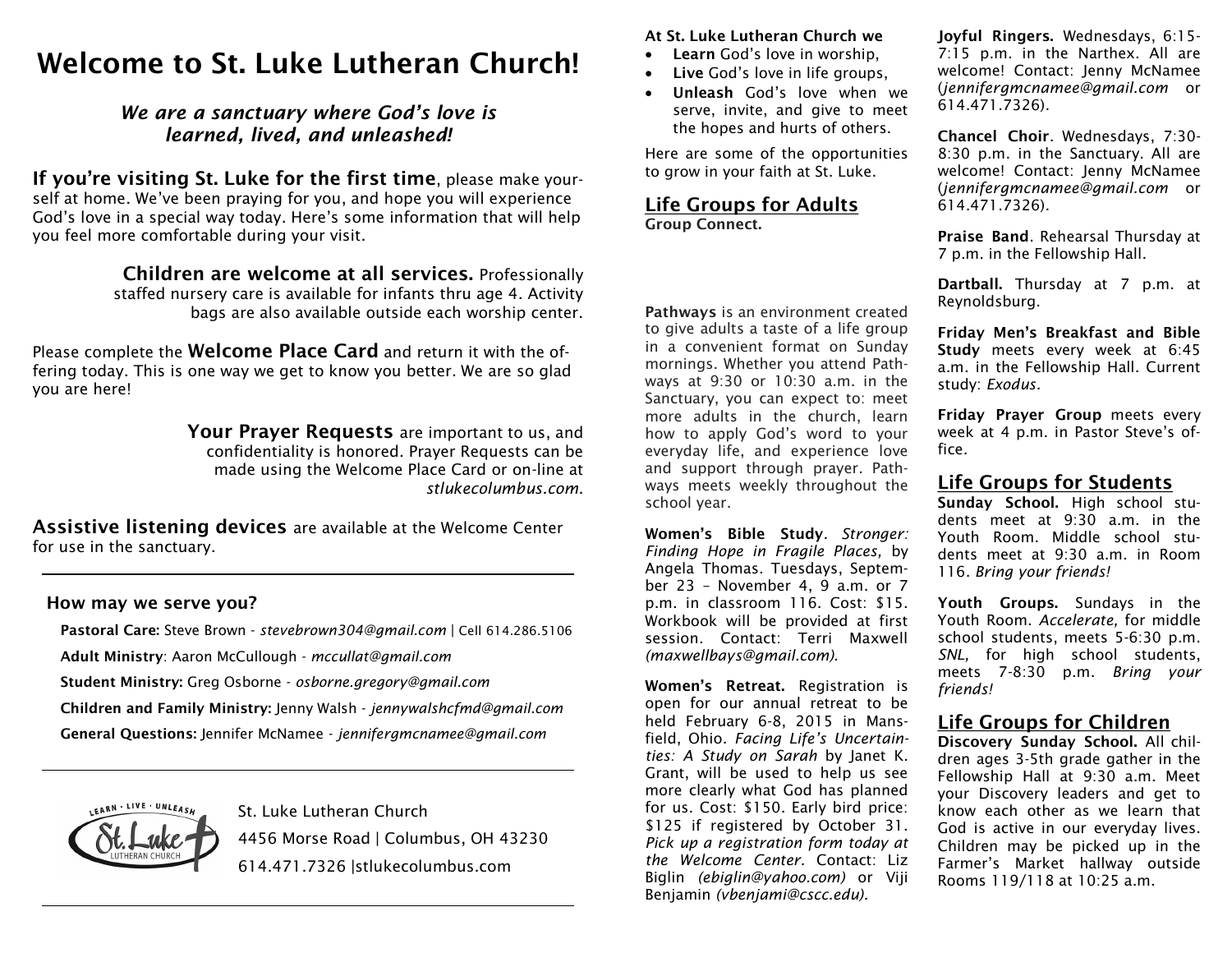# Welcome to St. Luke Lutheran Church!

***We are a sanctuary where God's love is learned, lived, and unleashed!***

**If you're visiting St. Luke for the first time**, please make yourself at home. We've been praying for you, and hope you will experience God's love in a special way today. Here's some information that will help you feel more comfortable during your visit.

**Children are welcome at all services.** Professionally staffed nursery care is available for infants thru age 4. Activity bags are also available outside each worship center.

Please complete the **Welcome Place Card** and return it with the offering today. This is one way we get to know you better. We are so glad you are here!

**Your Prayer Requests** are important to us, and confidentiality is honored. Prayer Requests can be made using the Welcome Place Card or on-line at *stlukecolumbus.com*.

**Assistive listening devices** are available at the Welcome Center for use in the sanctuary.

---

**How may we serve you?**

**Pastoral Care:** Steve Brown - *stevebrown304@gmail.com* | Cell 614.286.5106

**Adult Ministry**: Aaron McCullough - *mccullat@gmail.com*

**Student Ministry:** Greg Osborne - *osborne.gregory@gmail.com*

**Children and Family Ministry:** Jenny Walsh - *jennywalshcfmd@gmail.com*

**General Questions:** Jennifer McNamee - *jennifergmcnamee@gmail.com*

---

St. Luke Lutheran Church
4456 Morse Road | Columbus, OH 43230
614.471.7326 |stlukecolumbus.com

---

**At St. Luke Lutheran Church we**

- **Learn** God's love in worship,
- **Live** God's love in life groups,
- **Unleash** God's love when we serve, invite, and give to meet the hopes and hurts of others.

Here are some of the opportunities to grow in your faith at St. Luke.

## Life Groups for Adults

**Group Connect.**

**Pathways** is an environment created to give adults a taste of a life group in a convenient format on Sunday mornings. Whether you attend Pathways at 9:30 or 10:30 a.m. in the Sanctuary, you can expect to: meet more adults in the church, learn how to apply God's word to your everyday life, and experience love and support through prayer. Pathways meets weekly throughout the school year.

**Women's Bible Study**. *Stronger: Finding Hope in Fragile Places,* by Angela Thomas. Tuesdays, September 23 – November 4, 9 a.m. or 7 p.m. in classroom 116. Cost: $15. Workbook will be provided at first session. Contact: Terri Maxwell *(maxwellbays@gmail.com).*

**Women's Retreat.** Registration is open for our annual retreat to be held February 6-8, 2015 in Mansfield, Ohio. *Facing Life's Uncertainties: A Study on Sarah* by Janet K. Grant, will be used to help us see more clearly what God has planned for us. Cost: $150. Early bird price: $125 if registered by October 31. *Pick up a registration form today at the Welcome Center.* Contact: Liz Biglin *(ebiglin@yahoo.com)* or Viji Benjamin *(vbenjami@cscc.edu).*

**Joyful Ringers.** Wednesdays, 6:15-7:15 p.m. in the Narthex. All are welcome! Contact: Jenny McNamee (*jennifergmcnamee@gmail.com* or 614.471.7326).

**Chancel Choir**. Wednesdays, 7:30-8:30 p.m. in the Sanctuary. All are welcome! Contact: Jenny McNamee (*jennifergmcnamee@gmail.com* or 614.471.7326).

**Praise Band**. Rehearsal Thursday at 7 p.m. in the Fellowship Hall.

**Dartball.** Thursday at 7 p.m. at Reynoldsburg.

**Friday Men's Breakfast and Bible Study** meets every week at 6:45 a.m. in the Fellowship Hall. Current study: *Exodus.*

**Friday Prayer Group** meets every week at 4 p.m. in Pastor Steve's office.

## Life Groups for Students

**Sunday School.** High school students meet at 9:30 a.m. in the Youth Room. Middle school students meet at 9:30 a.m. in Room 116. *Bring your friends!*

**Youth Groups.** Sundays in the Youth Room. *Accelerate,* for middle school students, meets 5-6:30 p.m. *SNL,* for high school students, meets 7-8:30 p.m. *Bring your friends!*

## Life Groups for Children

**Discovery Sunday School.** All children ages 3-5th grade gather in the Fellowship Hall at 9:30 a.m. Meet your Discovery leaders and get to know each other as we learn that God is active in our everyday lives. Children may be picked up in the Farmer's Market hallway outside Rooms 119/118 at 10:25 a.m.